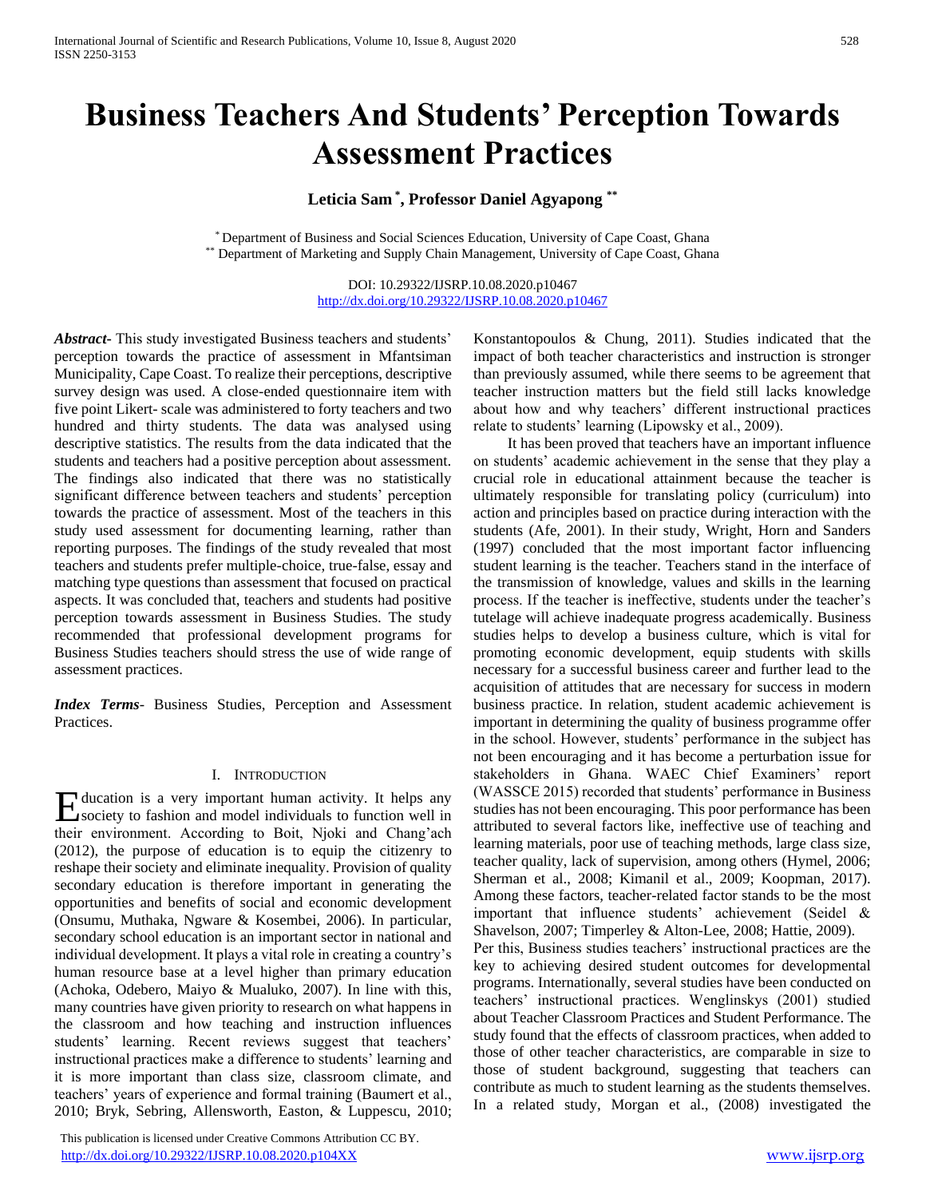# Business Teachers And Students' Perception Towards Assessment Practices

**Leticia Sam [*], Professor Daniel Agyapong [**]**

[*] Department of Business and Social Sciences Education, University of Cape Coast, Ghana
[**] Department of Marketing and Supply Chain Management, University of Cape Coast, Ghana

DOI: 10.29322/IJSRP.10.08.2020.p10467
http://dx.doi.org/10.29322/IJSRP.10.08.2020.p10467

***Abstract*****-** This study investigated Business teachers and students' perception towards the practice of assessment in Mfantsiman Municipality, Cape Coast. To realize their perceptions, descriptive survey design was used. A close-ended questionnaire item with five point Likert- scale was administered to forty teachers and two hundred and thirty students. The data was analysed using descriptive statistics. The results from the data indicated that the students and teachers had a positive perception about assessment. The findings also indicated that there was no statistically significant difference between teachers and students' perception towards the practice of assessment. Most of the teachers in this study used assessment for documenting learning, rather than reporting purposes. The findings of the study revealed that most teachers and students prefer multiple-choice, true-false, essay and matching type questions than assessment that focused on practical aspects. It was concluded that, teachers and students had positive perception towards assessment in Business Studies. The study recommended that professional development programs for Business Studies teachers should stress the use of wide range of assessment practices.

***Index Terms*****-** Business Studies, Perception and Assessment Practices.

## I. INTRODUCTION

Education is a very important human activity. It helps any society to fashion and model individuals to function well in their environment. According to Boit, Njoki and Chang'ach (2012), the purpose of education is to equip the citizenry to reshape their society and eliminate inequality. Provision of quality secondary education is therefore important in generating the opportunities and benefits of social and economic development (Onsumu, Muthaka, Ngware & Kosembei, 2006). In particular, secondary school education is an important sector in national and individual development. It plays a vital role in creating a country's human resource base at a level higher than primary education (Achoka, Odebero, Maiyo & Mualuko, 2007). In line with this, many countries have given priority to research on what happens in the classroom and how teaching and instruction influences students' learning. Recent reviews suggest that teachers' instructional practices make a difference to students' learning and it is more important than class size, classroom climate, and teachers' years of experience and formal training (Baumert et al., 2010; Bryk, Sebring, Allensworth, Easton, & Luppescu, 2010; Konstantopoulos & Chung, 2011). Studies indicated that the impact of both teacher characteristics and instruction is stronger than previously assumed, while there seems to be agreement that teacher instruction matters but the field still lacks knowledge about how and why teachers' different instructional practices relate to students' learning (Lipowsky et al., 2009).

It has been proved that teachers have an important influence on students' academic achievement in the sense that they play a crucial role in educational attainment because the teacher is ultimately responsible for translating policy (curriculum) into action and principles based on practice during interaction with the students (Afe, 2001). In their study, Wright, Horn and Sanders (1997) concluded that the most important factor influencing student learning is the teacher. Teachers stand in the interface of the transmission of knowledge, values and skills in the learning process. If the teacher is ineffective, students under the teacher's tutelage will achieve inadequate progress academically. Business studies helps to develop a business culture, which is vital for promoting economic development, equip students with skills necessary for a successful business career and further lead to the acquisition of attitudes that are necessary for success in modern business practice. In relation, student academic achievement is important in determining the quality of business programme offer in the school. However, students' performance in the subject has not been encouraging and it has become a perturbation issue for stakeholders in Ghana. WAEC Chief Examiners' report (WASSCE 2015) recorded that students' performance in Business studies has not been encouraging. This poor performance has been attributed to several factors like, ineffective use of teaching and learning materials, poor use of teaching methods, large class size, teacher quality, lack of supervision, among others (Hymel, 2006; Sherman et al., 2008; Kimanil et al., 2009; Koopman, 2017). Among these factors, teacher-related factor stands to be the most important that influence students' achievement (Seidel & Shavelson, 2007; Timperley & Alton-Lee, 2008; Hattie, 2009).

Per this, Business studies teachers' instructional practices are the key to achieving desired student outcomes for developmental programs. Internationally, several studies have been conducted on teachers' instructional practices. Wenglinskys (2001) studied about Teacher Classroom Practices and Student Performance. The study found that the effects of classroom practices, when added to those of other teacher characteristics, are comparable in size to those of student background, suggesting that teachers can contribute as much to student learning as the students themselves. In a related study, Morgan et al., (2008) investigated the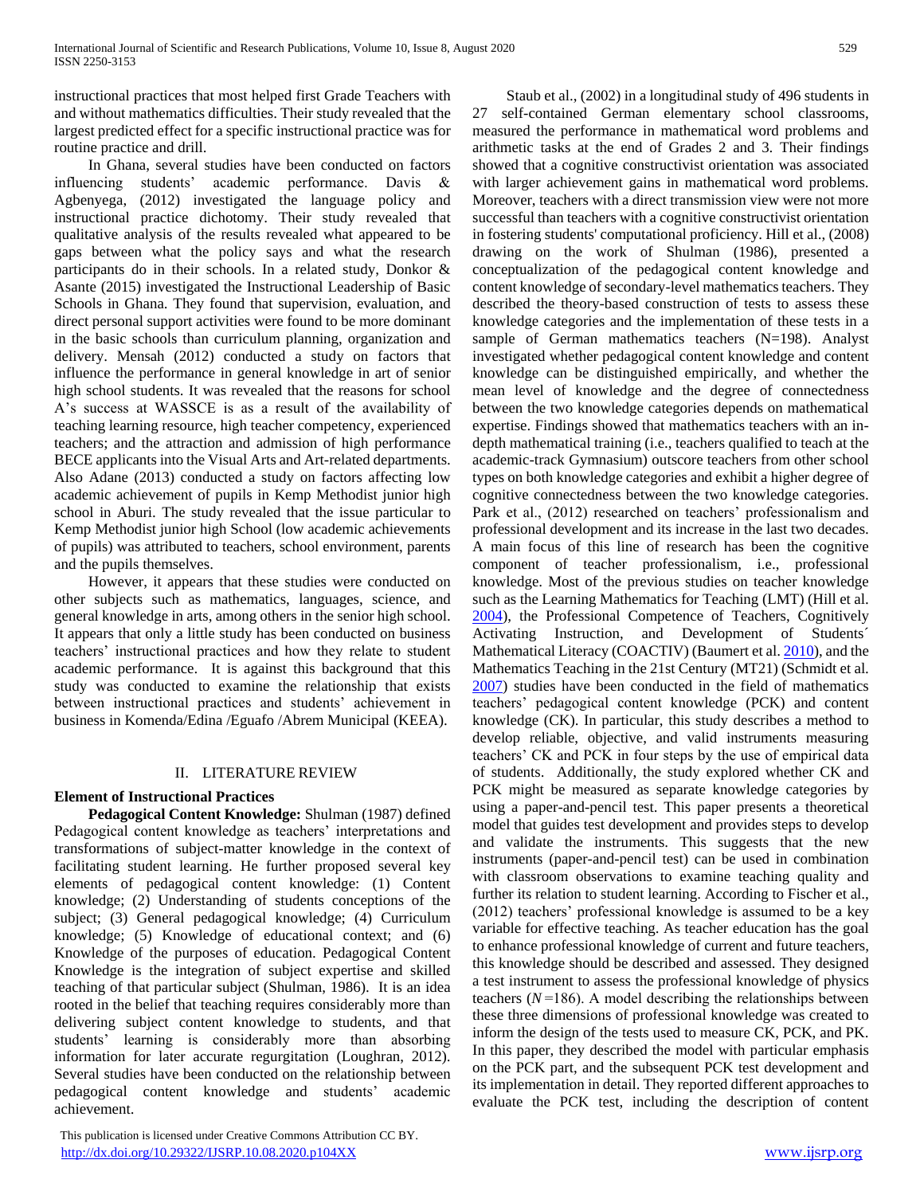instructional practices that most helped first Grade Teachers with and without mathematics difficulties. Their study revealed that the largest predicted effect for a specific instructional practice was for routine practice and drill.

In Ghana, several studies have been conducted on factors influencing students' academic performance. Davis & Agbenyega, (2012) investigated the language policy and instructional practice dichotomy. Their study revealed that qualitative analysis of the results revealed what appeared to be gaps between what the policy says and what the research participants do in their schools. In a related study, Donkor & Asante (2015) investigated the Instructional Leadership of Basic Schools in Ghana. They found that supervision, evaluation, and direct personal support activities were found to be more dominant in the basic schools than curriculum planning, organization and delivery. Mensah (2012) conducted a study on factors that influence the performance in general knowledge in art of senior high school students. It was revealed that the reasons for school A's success at WASSCE is as a result of the availability of teaching learning resource, high teacher competency, experienced teachers; and the attraction and admission of high performance BECE applicants into the Visual Arts and Art-related departments. Also Adane (2013) conducted a study on factors affecting low academic achievement of pupils in Kemp Methodist junior high school in Aburi. The study revealed that the issue particular to Kemp Methodist junior high School (low academic achievements of pupils) was attributed to teachers, school environment, parents and the pupils themselves.

However, it appears that these studies were conducted on other subjects such as mathematics, languages, science, and general knowledge in arts, among others in the senior high school. It appears that only a little study has been conducted on business teachers' instructional practices and how they relate to student academic performance. It is against this background that this study was conducted to examine the relationship that exists between instructional practices and students' achievement in business in Komenda/Edina /Eguafo /Abrem Municipal (KEEA).

## II. LITERATURE REVIEW

### Element of Instructional Practices

**Pedagogical Content Knowledge:** Shulman (1987) defined Pedagogical content knowledge as teachers' interpretations and transformations of subject-matter knowledge in the context of facilitating student learning. He further proposed several key elements of pedagogical content knowledge: (1) Content knowledge; (2) Understanding of students conceptions of the subject; (3) General pedagogical knowledge; (4) Curriculum knowledge; (5) Knowledge of educational context; and (6) Knowledge of the purposes of education. Pedagogical Content Knowledge is the integration of subject expertise and skilled teaching of that particular subject (Shulman, 1986). It is an idea rooted in the belief that teaching requires considerably more than delivering subject content knowledge to students, and that students' learning is considerably more than absorbing information for later accurate regurgitation (Loughran, 2012). Several studies have been conducted on the relationship between pedagogical content knowledge and students' academic achievement.

Staub et al., (2002) in a longitudinal study of 496 students in 27 self-contained German elementary school classrooms, measured the performance in mathematical word problems and arithmetic tasks at the end of Grades 2 and 3. Their findings showed that a cognitive constructivist orientation was associated with larger achievement gains in mathematical word problems. Moreover, teachers with a direct transmission view were not more successful than teachers with a cognitive constructivist orientation in fostering students' computational proficiency. Hill et al., (2008) drawing on the work of Shulman (1986), presented a conceptualization of the pedagogical content knowledge and content knowledge of secondary-level mathematics teachers. They described the theory-based construction of tests to assess these knowledge categories and the implementation of these tests in a sample of German mathematics teachers (N=198). Analyst investigated whether pedagogical content knowledge and content knowledge can be distinguished empirically, and whether the mean level of knowledge and the degree of connectedness between the two knowledge categories depends on mathematical expertise. Findings showed that mathematics teachers with an in-depth mathematical training (i.e., teachers qualified to teach at the academic-track Gymnasium) outscore teachers from other school types on both knowledge categories and exhibit a higher degree of cognitive connectedness between the two knowledge categories. Park et al., (2012) researched on teachers' professionalism and professional development and its increase in the last two decades. A main focus of this line of research has been the cognitive component of teacher professionalism, i.e., professional knowledge. Most of the previous studies on teacher knowledge such as the Learning Mathematics for Teaching (LMT) (Hill et al. 2004), the Professional Competence of Teachers, Cognitively Activating Instruction, and Development of Students´ Mathematical Literacy (COACTIV) (Baumert et al. 2010), and the Mathematics Teaching in the 21st Century (MT21) (Schmidt et al. 2007) studies have been conducted in the field of mathematics teachers' pedagogical content knowledge (PCK) and content knowledge (CK). In particular, this study describes a method to develop reliable, objective, and valid instruments measuring teachers' CK and PCK in four steps by the use of empirical data of students. Additionally, the study explored whether CK and PCK might be measured as separate knowledge categories by using a paper-and-pencil test. This paper presents a theoretical model that guides test development and provides steps to develop and validate the instruments. This suggests that the new instruments (paper-and-pencil test) can be used in combination with classroom observations to examine teaching quality and further its relation to student learning. According to Fischer et al., (2012) teachers' professional knowledge is assumed to be a key variable for effective teaching. As teacher education has the goal to enhance professional knowledge of current and future teachers, this knowledge should be described and assessed. They designed a test instrument to assess the professional knowledge of physics teachers ($N$ =186). A model describing the relationships between these three dimensions of professional knowledge was created to inform the design of the tests used to measure CK, PCK, and PK. In this paper, they described the model with particular emphasis on the PCK part, and the subsequent PCK test development and its implementation in detail. They reported different approaches to evaluate the PCK test, including the description of content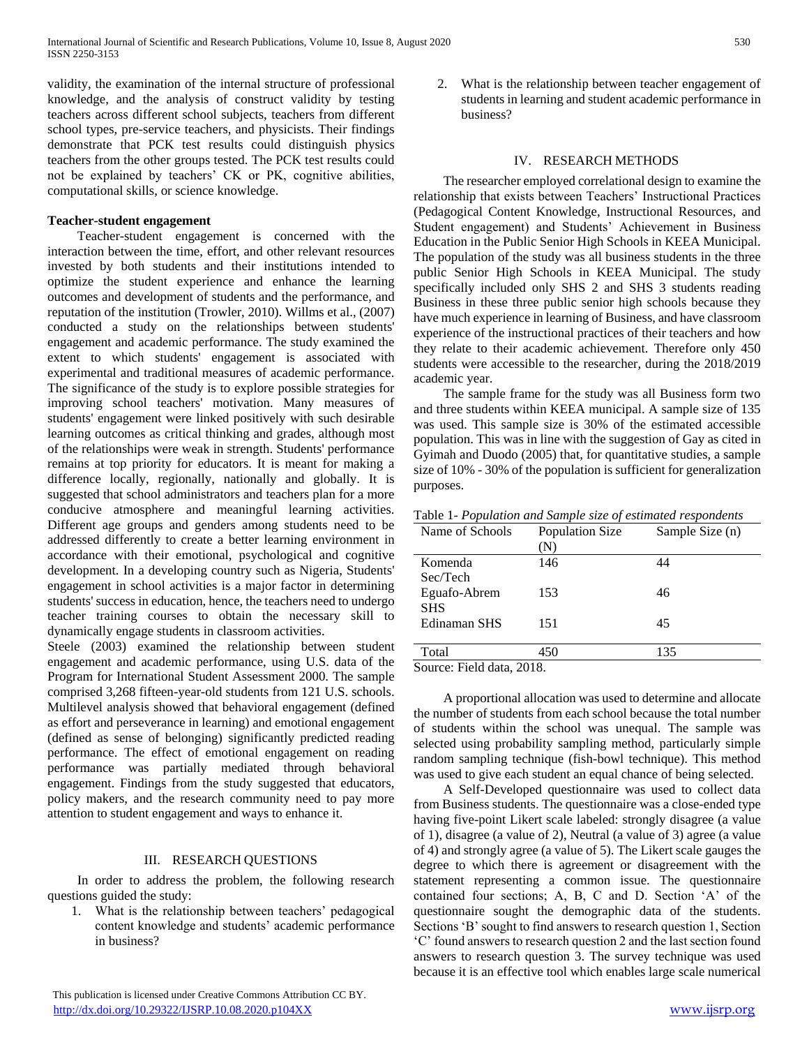validity, the examination of the internal structure of professional knowledge, and the analysis of construct validity by testing teachers across different school subjects, teachers from different school types, pre-service teachers, and physicists. Their findings demonstrate that PCK test results could distinguish physics teachers from the other groups tested. The PCK test results could not be explained by teachers' CK or PK, cognitive abilities, computational skills, or science knowledge.

**Teacher-student engagement**

Teacher-student engagement is concerned with the interaction between the time, effort, and other relevant resources invested by both students and their institutions intended to optimize the student experience and enhance the learning outcomes and development of students and the performance, and reputation of the institution (Trowler, 2010). Willms et al., (2007) conducted a study on the relationships between students' engagement and academic performance. The study examined the extent to which students' engagement is associated with experimental and traditional measures of academic performance. The significance of the study is to explore possible strategies for improving school teachers' motivation. Many measures of students' engagement were linked positively with such desirable learning outcomes as critical thinking and grades, although most of the relationships were weak in strength. Students' performance remains at top priority for educators. It is meant for making a difference locally, regionally, nationally and globally. It is suggested that school administrators and teachers plan for a more conducive atmosphere and meaningful learning activities. Different age groups and genders among students need to be addressed differently to create a better learning environment in accordance with their emotional, psychological and cognitive development. In a developing country such as Nigeria, Students' engagement in school activities is a major factor in determining students' success in education, hence, the teachers need to undergo teacher training courses to obtain the necessary skill to dynamically engage students in classroom activities.

Steele (2003) examined the relationship between student engagement and academic performance, using U.S. data of the Program for International Student Assessment 2000. The sample comprised 3,268 fifteen-year-old students from 121 U.S. schools. Multilevel analysis showed that behavioral engagement (defined as effort and perseverance in learning) and emotional engagement (defined as sense of belonging) significantly predicted reading performance. The effect of emotional engagement on reading performance was partially mediated through behavioral engagement. Findings from the study suggested that educators, policy makers, and the research community need to pay more attention to student engagement and ways to enhance it.

## III. RESEARCH QUESTIONS

In order to address the problem, the following research questions guided the study:

1. What is the relationship between teachers' pedagogical content knowledge and students' academic performance in business?
2. What is the relationship between teacher engagement of students in learning and student academic performance in business?

## IV. RESEARCH METHODS

The researcher employed correlational design to examine the relationship that exists between Teachers' Instructional Practices (Pedagogical Content Knowledge, Instructional Resources, and Student engagement) and Students' Achievement in Business Education in the Public Senior High Schools in KEEA Municipal. The population of the study was all business students in the three public Senior High Schools in KEEA Municipal. The study specifically included only SHS 2 and SHS 3 students reading Business in these three public senior high schools because they have much experience in learning of Business, and have classroom experience of the instructional practices of their teachers and how they relate to their academic achievement. Therefore only 450 students were accessible to the researcher, during the 2018/2019 academic year.

The sample frame for the study was all Business form two and three students within KEEA municipal. A sample size of 135 was used. This sample size is 30% of the estimated accessible population. This was in line with the suggestion of Gay as cited in Gyimah and Duodo (2005) that, for quantitative studies, a sample size of 10% - 30% of the population is sufficient for generalization purposes.

Table 1- *Population and Sample size of estimated respondents*

| Name of Schools | Population Size (N) | Sample Size (n) |
|---|---|---|
| Komenda Sec/Tech | 146 | 44 |
| Eguafo-Abrem SHS | 153 | 46 |
| Edinaman SHS | 151 | 45 |
| Total | 450 | 135 |

Source: Field data, 2018.

A proportional allocation was used to determine and allocate the number of students from each school because the total number of students within the school was unequal. The sample was selected using probability sampling method, particularly simple random sampling technique (fish-bowl technique). This method was used to give each student an equal chance of being selected.

A Self-Developed questionnaire was used to collect data from Business students. The questionnaire was a close-ended type having five-point Likert scale labeled: strongly disagree (a value of 1), disagree (a value of 2), Neutral (a value of 3) agree (a value of 4) and strongly agree (a value of 5). The Likert scale gauges the degree to which there is agreement or disagreement with the statement representing a common issue. The questionnaire contained four sections; A, B, C and D. Section 'A' of the questionnaire sought the demographic data of the students. Sections 'B' sought to find answers to research question 1, Section 'C' found answers to research question 2 and the last section found answers to research question 3. The survey technique was used because it is an effective tool which enables large scale numerical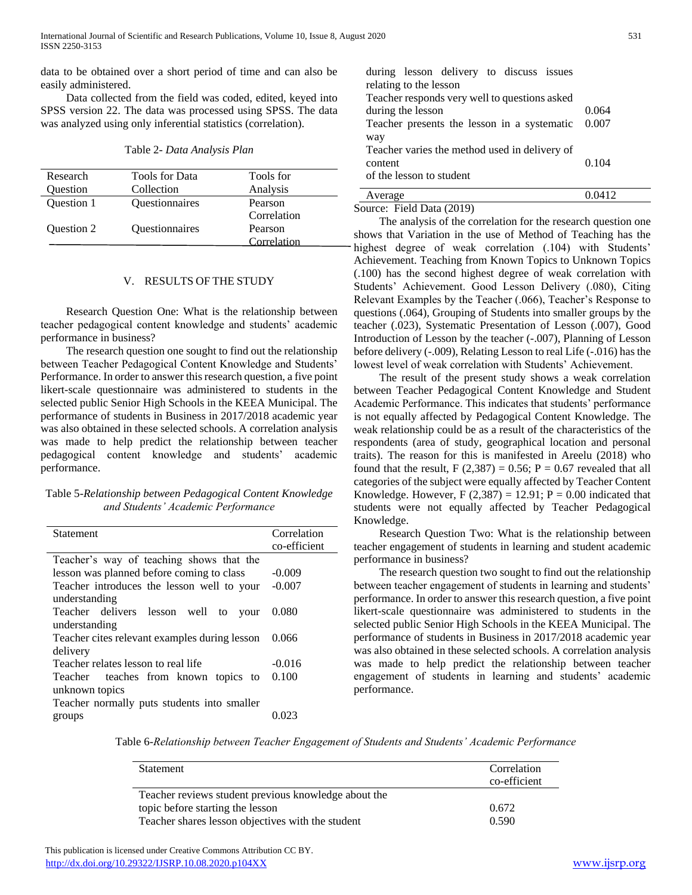data to be obtained over a short period of time and can also be easily administered.

Data collected from the field was coded, edited, keyed into SPSS version 22. The data was processed using SPSS. The data was analyzed using only inferential statistics (correlation).

Table 2- *Data Analysis Plan*

| Research Question | Tools for Data Collection | Tools for Analysis |
|---|---|---|
| Question 1 | Questionnaires | Pearson Correlation |
| Question 2 | Questionnaires | Pearson Correlation |

## V. RESULTS OF THE STUDY

Research Question One: What is the relationship between teacher pedagogical content knowledge and students' academic performance in business?

The research question one sought to find out the relationship between Teacher Pedagogical Content Knowledge and Students' Performance. In order to answer this research question, a five point likert-scale questionnaire was administered to students in the selected public Senior High Schools in the KEEA Municipal. The performance of students in Business in 2017/2018 academic year was also obtained in these selected schools. A correlation analysis was made to help predict the relationship between teacher pedagogical content knowledge and students' academic performance.

Table 5-*Relationship between Pedagogical Content Knowledge and Students' Academic Performance*

| Statement | Correlation co-efficient |
|---|---|
| Teacher's way of teaching shows that the lesson was planned before coming to class | -0.009 |
| Teacher introduces the lesson well to your understanding | -0.007 |
| Teacher delivers lesson well to your understanding | 0.080 |
| Teacher cites relevant examples during lesson delivery | 0.066 |
| Teacher relates lesson to real life | -0.016 |
| Teacher teaches from known topics to unknown topics | 0.100 |
| Teacher normally puts students into smaller groups during lesson delivery to discuss issues relating to the lesson | 0.023 |
| Teacher responds very well to questions asked during the lesson | 0.064 |
| Teacher presents the lesson in a systematic way | 0.007 |
| Teacher varies the method used in delivery of content of the lesson to student | 0.104 |
| Average | 0.0412 |

Source: Field Data (2019)

The analysis of the correlation for the research question one shows that Variation in the use of Method of Teaching has the highest degree of weak correlation (.104) with Students' Achievement. Teaching from Known Topics to Unknown Topics (.100) has the second highest degree of weak correlation with Students' Achievement. Good Lesson Delivery (.080), Citing Relevant Examples by the Teacher (.066), Teacher's Response to questions (.064), Grouping of Students into smaller groups by the teacher (.023), Systematic Presentation of Lesson (.007), Good Introduction of Lesson by the teacher (-.007), Planning of Lesson before delivery (-.009), Relating Lesson to real Life (-.016) has the lowest level of weak correlation with Students' Achievement.

The result of the present study shows a weak correlation between Teacher Pedagogical Content Knowledge and Student Academic Performance. This indicates that students' performance is not equally affected by Pedagogical Content Knowledge. The weak relationship could be as a result of the characteristics of the respondents (area of study, geographical location and personal traits). The reason for this is manifested in Areelu (2018) who found that the result, $F(2,387) = 0.56$; $P = 0.67$ revealed that all categories of the subject were equally affected by Teacher Content Knowledge. However, $F(2,387) = 12.91$; $P = 0.00$ indicated that students were not equally affected by Teacher Pedagogical Knowledge.

Research Question Two: What is the relationship between teacher engagement of students in learning and student academic performance in business?

The research question two sought to find out the relationship between teacher engagement of students in learning and students' performance. In order to answer this research question, a five point likert-scale questionnaire was administered to students in the selected public Senior High Schools in the KEEA Municipal. The performance of students in Business in 2017/2018 academic year was also obtained in these selected schools. A correlation analysis was made to help predict the relationship between teacher engagement of students in learning and students' academic performance.

Table 6-*Relationship between Teacher Engagement of Students and Students' Academic Performance*

| Statement | Correlation co-efficient |
|---|---|
| Teacher reviews student previous knowledge about the topic before starting the lesson | 0.672 |
| Teacher shares lesson objectives with the student | 0.590 |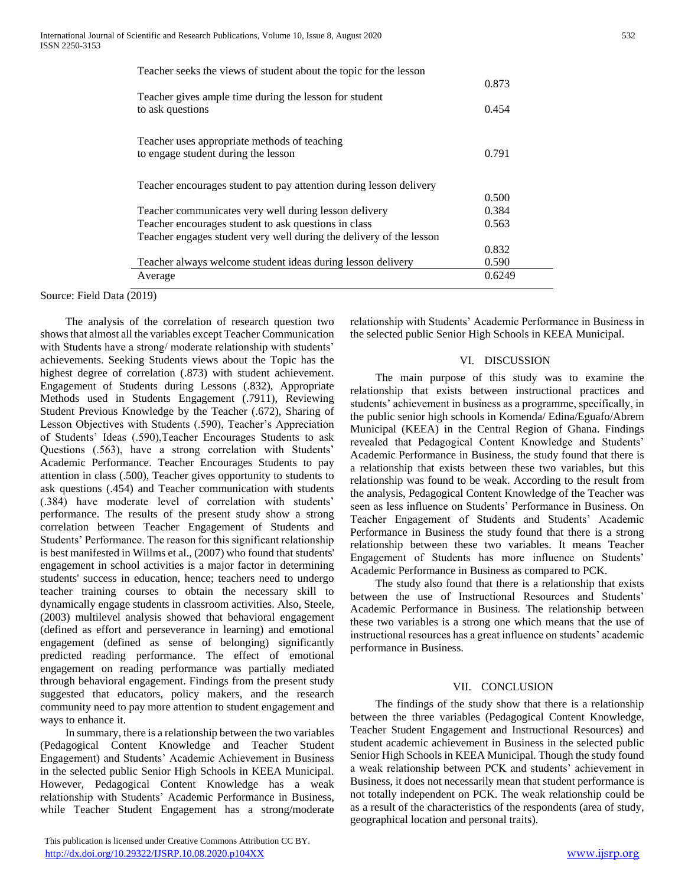| | |
|---|---|
| Teacher seeks the views of student about the topic for the lesson | 0.873 |
| Teacher gives ample time during the lesson for student to ask questions | 0.454 |
| Teacher uses appropriate methods of teaching to engage student during the lesson | 0.791 |
| Teacher encourages student to pay attention during lesson delivery | 0.500 |
| Teacher communicates very well during lesson delivery | 0.384 |
| Teacher encourages student to ask questions in class | 0.563 |
| Teacher engages student very well during the delivery of the lesson | 0.832 |
| Teacher always welcome student ideas during lesson delivery | 0.590 |
| Average | 0.6249 |

Source: Field Data (2019)

The analysis of the correlation of research question two shows that almost all the variables except Teacher Communication with Students have a strong/ moderate relationship with students' achievements. Seeking Students views about the Topic has the highest degree of correlation (.873) with student achievement. Engagement of Students during Lessons (.832), Appropriate Methods used in Students Engagement (.7911), Reviewing Student Previous Knowledge by the Teacher (.672), Sharing of Lesson Objectives with Students (.590), Teacher's Appreciation of Students' Ideas (.590),Teacher Encourages Students to ask Questions (.563), have a strong correlation with Students' Academic Performance. Teacher Encourages Students to pay attention in class (.500), Teacher gives opportunity to students to ask questions (.454) and Teacher communication with students (.384) have moderate level of correlation with students' performance. The results of the present study show a strong correlation between Teacher Engagement of Students and Students' Performance. The reason for this significant relationship is best manifested in Willms et al., (2007) who found that students' engagement in school activities is a major factor in determining students' success in education, hence; teachers need to undergo teacher training courses to obtain the necessary skill to dynamically engage students in classroom activities. Also, Steele, (2003) multilevel analysis showed that behavioral engagement (defined as effort and perseverance in learning) and emotional engagement (defined as sense of belonging) significantly predicted reading performance. The effect of emotional engagement on reading performance was partially mediated through behavioral engagement. Findings from the present study suggested that educators, policy makers, and the research community need to pay more attention to student engagement and ways to enhance it.

In summary, there is a relationship between the two variables (Pedagogical Content Knowledge and Teacher Student Engagement) and Students' Academic Achievement in Business in the selected public Senior High Schools in KEEA Municipal. However, Pedagogical Content Knowledge has a weak relationship with Students' Academic Performance in Business, while Teacher Student Engagement has a strong/moderate relationship with Students' Academic Performance in Business in the selected public Senior High Schools in KEEA Municipal.

## VI. DISCUSSION

The main purpose of this study was to examine the relationship that exists between instructional practices and students' achievement in business as a programme, specifically, in the public senior high schools in Komenda/ Edina/Eguafo/Abrem Municipal (KEEA) in the Central Region of Ghana. Findings revealed that Pedagogical Content Knowledge and Students' Academic Performance in Business, the study found that there is a relationship that exists between these two variables, but this relationship was found to be weak. According to the result from the analysis, Pedagogical Content Knowledge of the Teacher was seen as less influence on Students' Performance in Business. On Teacher Engagement of Students and Students' Academic Performance in Business the study found that there is a strong relationship between these two variables. It means Teacher Engagement of Students has more influence on Students' Academic Performance in Business as compared to PCK.

The study also found that there is a relationship that exists between the use of Instructional Resources and Students' Academic Performance in Business. The relationship between these two variables is a strong one which means that the use of instructional resources has a great influence on students' academic performance in Business.

## VII. CONCLUSION

The findings of the study show that there is a relationship between the three variables (Pedagogical Content Knowledge, Teacher Student Engagement and Instructional Resources) and student academic achievement in Business in the selected public Senior High Schools in KEEA Municipal. Though the study found a weak relationship between PCK and students' achievement in Business, it does not necessarily mean that student performance is not totally independent on PCK. The weak relationship could be as a result of the characteristics of the respondents (area of study, geographical location and personal traits).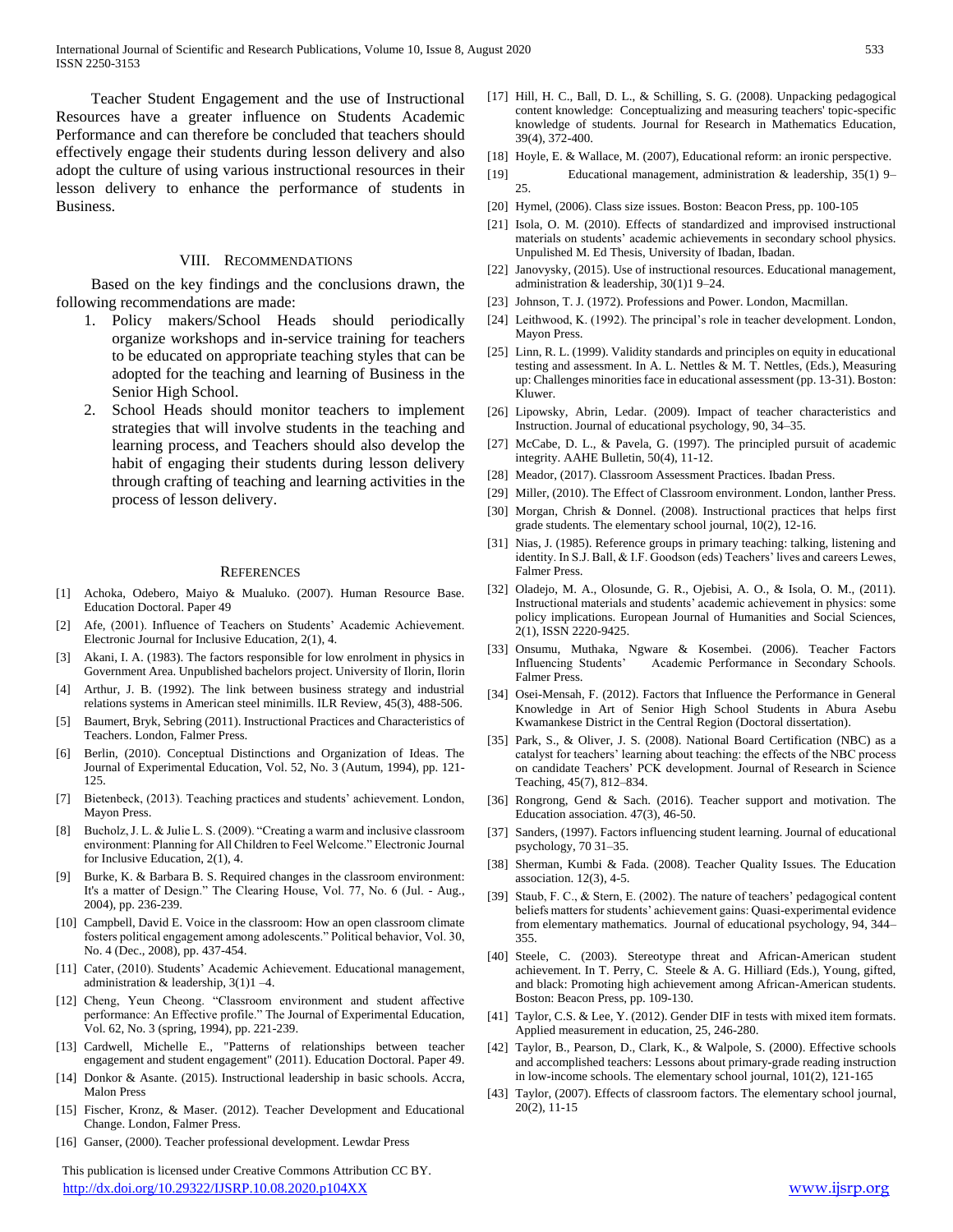Teacher Student Engagement and the use of Instructional Resources have a greater influence on Students Academic Performance and can therefore be concluded that teachers should effectively engage their students during lesson delivery and also adopt the culture of using various instructional resources in their lesson delivery to enhance the performance of students in Business.

## VIII. Recommendations

Based on the key findings and the conclusions drawn, the following recommendations are made:

1. Policy makers/School Heads should periodically organize workshops and in-service training for teachers to be educated on appropriate teaching styles that can be adopted for the teaching and learning of Business in the Senior High School.
2. School Heads should monitor teachers to implement strategies that will involve students in the teaching and learning process, and Teachers should also develop the habit of engaging their students during lesson delivery through crafting of teaching and learning activities in the process of lesson delivery.

## References

[1] Achoka, Odebero, Maiyo & Mualuko. (2007). Human Resource Base. Education Doctoral. Paper 49

[2] Afe, (2001). Influence of Teachers on Students' Academic Achievement. Electronic Journal for Inclusive Education, 2(1), 4.

[3] Akani, I. A. (1983). The factors responsible for low enrolment in physics in Government Area. Unpublished bachelors project. University of Ilorin, Ilorin

[4] Arthur, J. B. (1992). The link between business strategy and industrial relations systems in American steel minimills. ILR Review, 45(3), 488-506.

[5] Baumert, Bryk, Sebring (2011). Instructional Practices and Characteristics of Teachers. London, Falmer Press.

[6] Berlin, (2010). Conceptual Distinctions and Organization of Ideas. The Journal of Experimental Education, Vol. 52, No. 3 (Autum, 1994), pp. 121-125.

[7] Bietenbeck, (2013). Teaching practices and students' achievement. London, Mayon Press.

[8] Bucholz, J. L. & Julie L. S. (2009). "Creating a warm and inclusive classroom environment: Planning for All Children to Feel Welcome." Electronic Journal for Inclusive Education, 2(1), 4.

[9] Burke, K. & Barbara B. S. Required changes in the classroom environment: It's a matter of Design." The Clearing House, Vol. 77, No. 6 (Jul. - Aug., 2004), pp. 236-239.

[10] Campbell, David E. Voice in the classroom: How an open classroom climate fosters political engagement among adolescents." Political behavior, Vol. 30, No. 4 (Dec., 2008), pp. 437-454.

[11] Cater, (2010). Students' Academic Achievement. Educational management, administration & leadership, 3(1)1 –4.

[12] Cheng, Yeun Cheong. "Classroom environment and student affective performance: An Effective profile." The Journal of Experimental Education, Vol. 62, No. 3 (spring, 1994), pp. 221-239.

[13] Cardwell, Michelle E., "Patterns of relationships between teacher engagement and student engagement" (2011). Education Doctoral. Paper 49.

[14] Donkor & Asante. (2015). Instructional leadership in basic schools. Accra, Malon Press

[15] Fischer, Kronz, & Maser. (2012). Teacher Development and Educational Change. London, Falmer Press.

[16] Ganser, (2000). Teacher professional development. Lewdar Press

[17] Hill, H. C., Ball, D. L., & Schilling, S. G. (2008). Unpacking pedagogical content knowledge: Conceptualizing and measuring teachers' topic-specific knowledge of students. Journal for Research in Mathematics Education, 39(4), 372-400.

[18] Hoyle, E. & Wallace, M. (2007), Educational reform: an ironic perspective.

[19] Educational management, administration & leadership, 35(1) 9–25.

[20] Hymel, (2006). Class size issues. Boston: Beacon Press, pp. 100-105

[21] Isola, O. M. (2010). Effects of standardized and improvised instructional materials on students' academic achievements in secondary school physics. Unpulished M. Ed Thesis, University of Ibadan, Ibadan.

[22] Janovysky, (2015). Use of instructional resources. Educational management, administration & leadership, 30(1)1 9–24.

[23] Johnson, T. J. (1972). Professions and Power. London, Macmillan.

[24] Leithwood, K. (1992). The principal's role in teacher development. London, Mayon Press.

[25] Linn, R. L. (1999). Validity standards and principles on equity in educational testing and assessment. In A. L. Nettles & M. T. Nettles, (Eds.), Measuring up: Challenges minorities face in educational assessment (pp. 13-31). Boston: Kluwer.

[26] Lipowsky, Abrin, Ledar. (2009). Impact of teacher characteristics and Instruction. Journal of educational psychology, 90, 34–35.

[27] McCabe, D. L., & Pavela, G. (1997). The principled pursuit of academic integrity. AAHE Bulletin, 50(4), 11-12.

[28] Meador, (2017). Classroom Assessment Practices. Ibadan Press.

[29] Miller, (2010). The Effect of Classroom environment. London, lanther Press.

[30] Morgan, Chrish & Donnel. (2008). Instructional practices that helps first grade students. The elementary school journal, 10(2), 12-16.

[31] Nias, J. (1985). Reference groups in primary teaching: talking, listening and identity. In S.J. Ball, & I.F. Goodson (eds) Teachers' lives and careers Lewes, Falmer Press.

[32] Oladejo, M. A., Olosunde, G. R., Ojebisi, A. O., & Isola, O. M., (2011). Instructional materials and students' academic achievement in physics: some policy implications. European Journal of Humanities and Social Sciences, 2(1), ISSN 2220-9425.

[33] Onsumu, Muthaka, Ngware & Kosembei. (2006). Teacher Factors Influencing Students' Academic Performance in Secondary Schools. Falmer Press.

[34] Osei-Mensah, F. (2012). Factors that Influence the Performance in General Knowledge in Art of Senior High School Students in Abura Asebu Kwamankese District in the Central Region (Doctoral dissertation).

[35] Park, S., & Oliver, J. S. (2008). National Board Certification (NBC) as a catalyst for teachers' learning about teaching: the effects of the NBC process on candidate Teachers' PCK development. Journal of Research in Science Teaching, 45(7), 812–834.

[36] Rongrong, Gend & Sach. (2016). Teacher support and motivation. The Education association. 47(3), 46-50.

[37] Sanders, (1997). Factors influencing student learning. Journal of educational psychology, 70 31–35.

[38] Sherman, Kumbi & Fada. (2008). Teacher Quality Issues. The Education association. 12(3), 4-5.

[39] Staub, F. C., & Stern, E. (2002). The nature of teachers' pedagogical content beliefs matters for students' achievement gains: Quasi-experimental evidence from elementary mathematics. Journal of educational psychology, 94, 344–355.

[40] Steele, C. (2003). Stereotype threat and African-American student achievement. In T. Perry, C. Steele & A. G. Hilliard (Eds.), Young, gifted, and black: Promoting high achievement among African-American students. Boston: Beacon Press, pp. 109-130.

[41] Taylor, C.S. & Lee, Y. (2012). Gender DIF in tests with mixed item formats. Applied measurement in education, 25, 246-280.

[42] Taylor, B., Pearson, D., Clark, K., & Walpole, S. (2000). Effective schools and accomplished teachers: Lessons about primary-grade reading instruction in low-income schools. The elementary school journal, 101(2), 121-165

[43] Taylor, (2007). Effects of classroom factors. The elementary school journal, 20(2), 11-15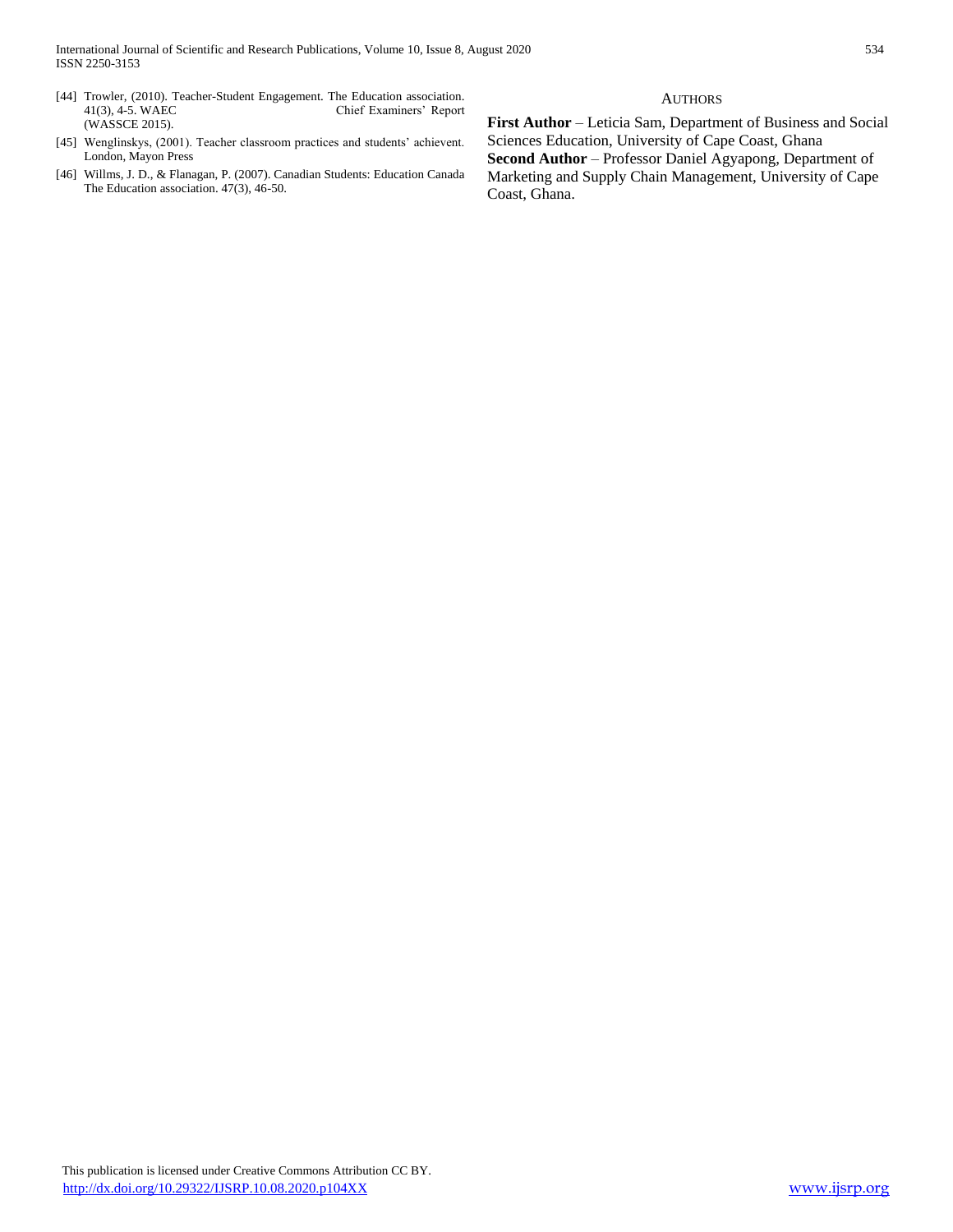[44] Trowler, (2010). Teacher-Student Engagement. The Education association. 41(3), 4-5. WAEC Chief Examiners' Report (WASSCE 2015).

[45] Wenglinskys, (2001). Teacher classroom practices and students' achievent. London, Mayon Press

[46] Willms, J. D., & Flanagan, P. (2007). Canadian Students: Education Canada The Education association. 47(3), 46-50.

## AUTHORS

**First Author** – Leticia Sam, Department of Business and Social Sciences Education, University of Cape Coast, Ghana

**Second Author** – Professor Daniel Agyapong, Department of Marketing and Supply Chain Management, University of Cape Coast, Ghana.

This publication is licensed under Creative Commons Attribution CC BY.
http://dx.doi.org/10.29322/IJSRP.10.08.2020.p104XX